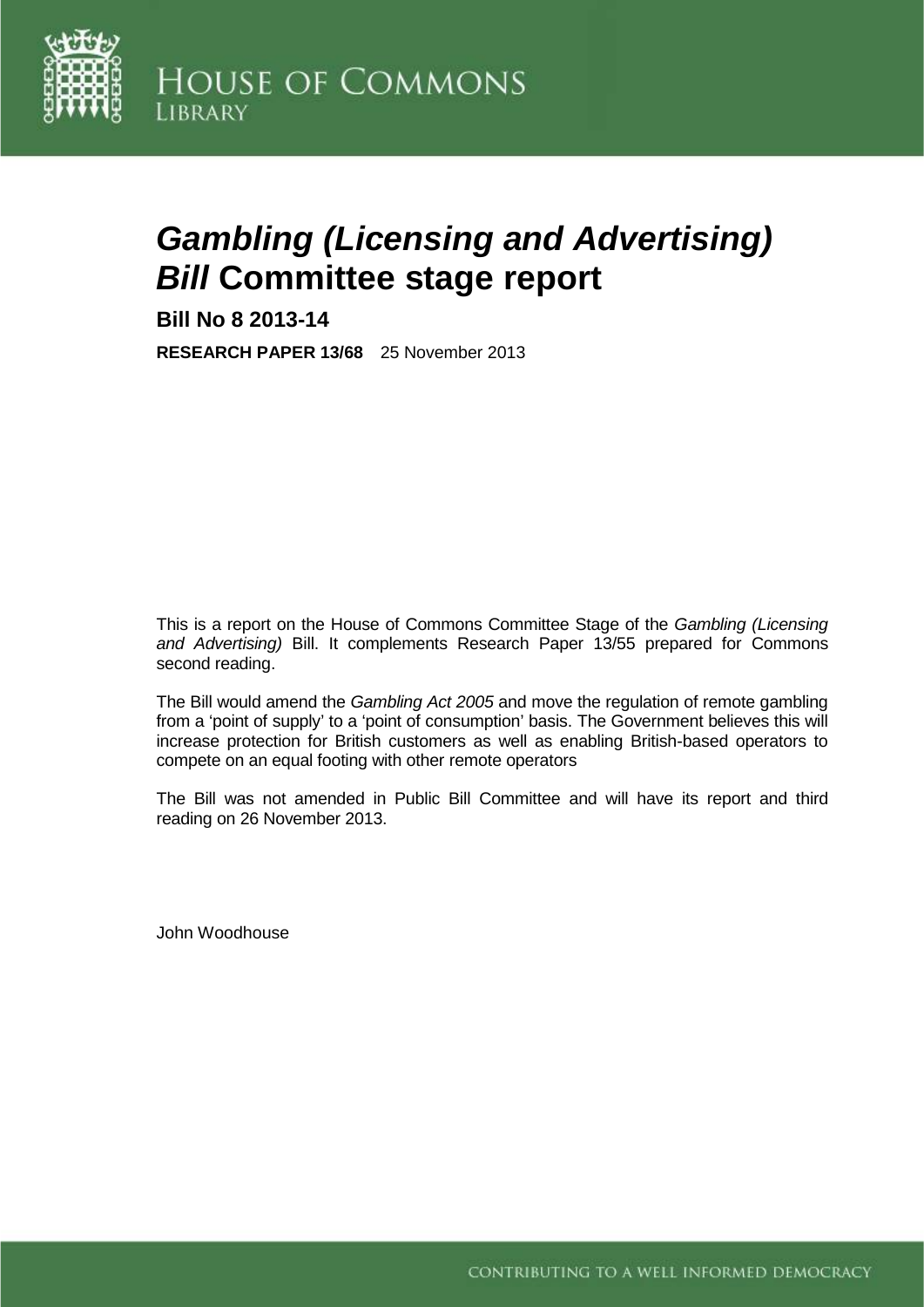HOUSE OF COMMONS
LIBRARY

# *Gambling (Licensing and Advertising) Bill* Committee stage report

**Bill No 8 2013-14**

**RESEARCH PAPER 13/68** 25 November 2013

This is a report on the House of Commons Committee Stage of the *Gambling (Licensing and Advertising)* Bill. It complements Research Paper 13/55 prepared for Commons second reading.

The Bill would amend the *Gambling Act 2005* and move the regulation of remote gambling from a 'point of supply' to a 'point of consumption' basis. The Government believes this will increase protection for British customers as well as enabling British-based operators to compete on an equal footing with other remote operators

The Bill was not amended in Public Bill Committee and will have its report and third reading on 26 November 2013.

John Woodhouse

CONTRIBUTING TO A WELL INFORMED DEMOCRACY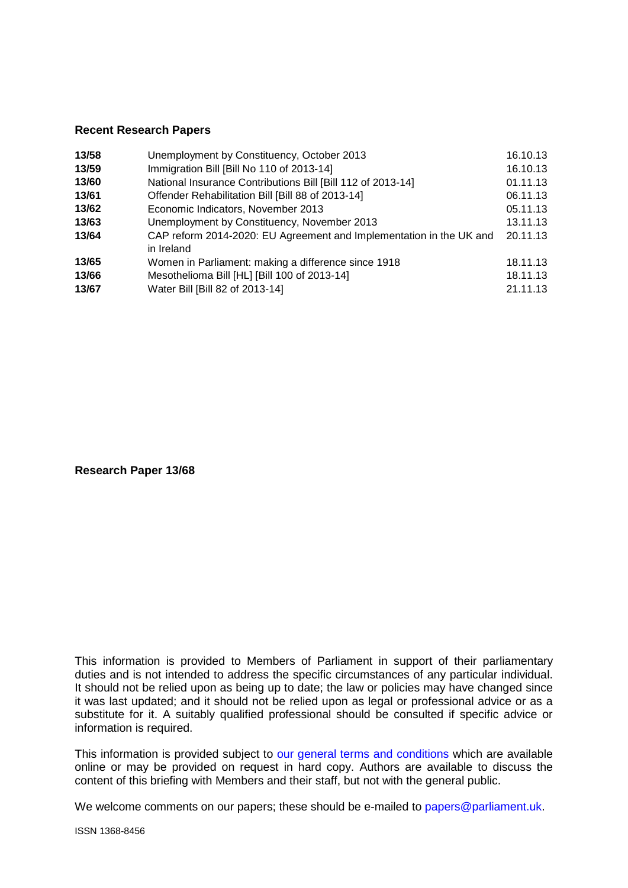**Recent Research Papers**

| | | |
|---|---|---|
| **13/58** | Unemployment by Constituency, October 2013 | 16.10.13 |
| **13/59** | Immigration Bill [Bill No 110 of 2013-14] | 16.10.13 |
| **13/60** | National Insurance Contributions Bill [Bill 112 of 2013-14] | 01.11.13 |
| **13/61** | Offender Rehabilitation Bill [Bill 88 of 2013-14] | 06.11.13 |
| **13/62** | Economic Indicators, November 2013 | 05.11.13 |
| **13/63** | Unemployment by Constituency, November 2013 | 13.11.13 |
| **13/64** | CAP reform 2014-2020: EU Agreement and Implementation in the UK and in Ireland | 20.11.13 |
| **13/65** | Women in Parliament: making a difference since 1918 | 18.11.13 |
| **13/66** | Mesothelioma Bill [HL] [Bill 100 of 2013-14] | 18.11.13 |
| **13/67** | Water Bill [Bill 82 of 2013-14] | 21.11.13 |

**Research Paper 13/68**

This information is provided to Members of Parliament in support of their parliamentary duties and is not intended to address the specific circumstances of any particular individual. It should not be relied upon as being up to date; the law or policies may have changed since it was last updated; and it should not be relied upon as legal or professional advice or as a substitute for it. A suitably qualified professional should be consulted if specific advice or information is required.

This information is provided subject to our general terms and conditions which are available online or may be provided on request in hard copy. Authors are available to discuss the content of this briefing with Members and their staff, but not with the general public.

We welcome comments on our papers; these should be e-mailed to papers@parliament.uk.

ISSN 1368-8456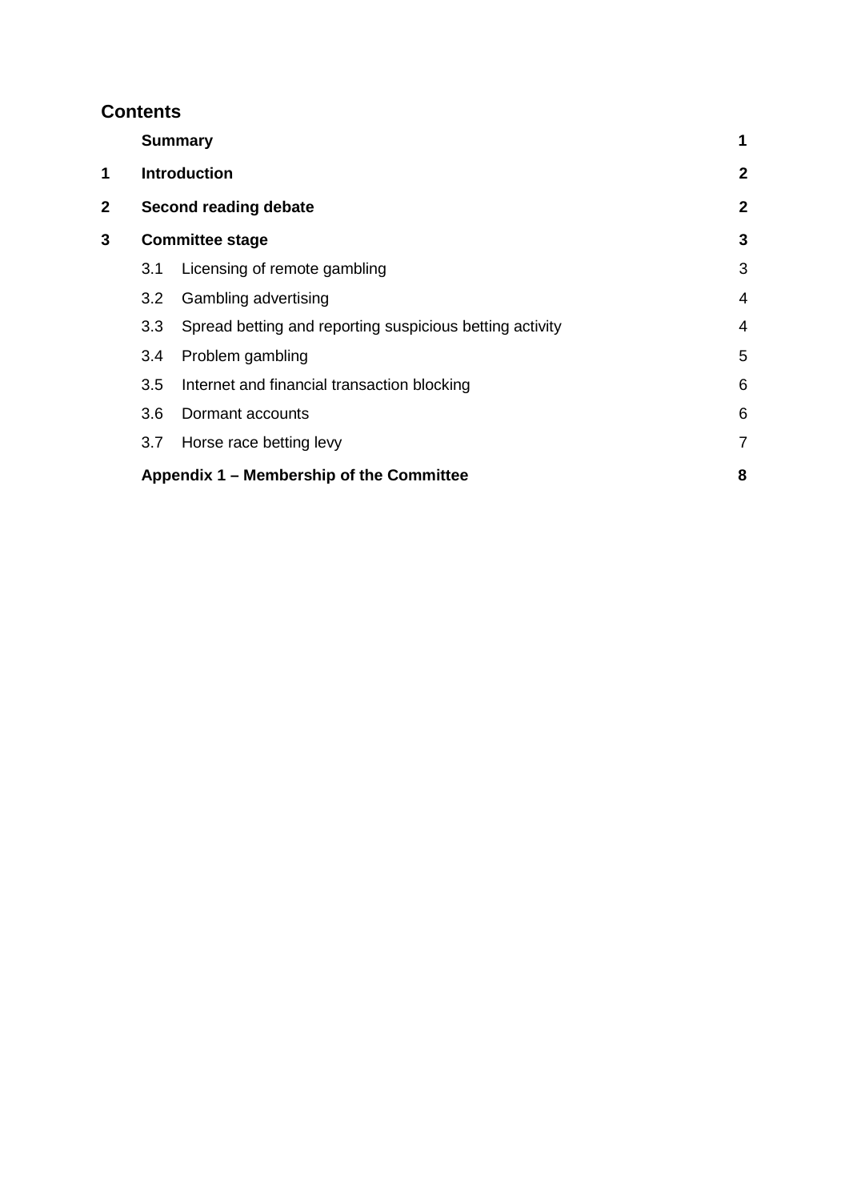## Contents

| | | |
|---|---|---|
| | **Summary** | **1** |
| **1** | **Introduction** | **2** |
| **2** | **Second reading debate** | **2** |
| **3** | **Committee stage** | **3** |
| | 3.1 Licensing of remote gambling | 3 |
| | 3.2 Gambling advertising | 4 |
| | 3.3 Spread betting and reporting suspicious betting activity | 4 |
| | 3.4 Problem gambling | 5 |
| | 3.5 Internet and financial transaction blocking | 6 |
| | 3.6 Dormant accounts | 6 |
| | 3.7 Horse race betting levy | 7 |
| | **Appendix 1 – Membership of the Committee** | **8** |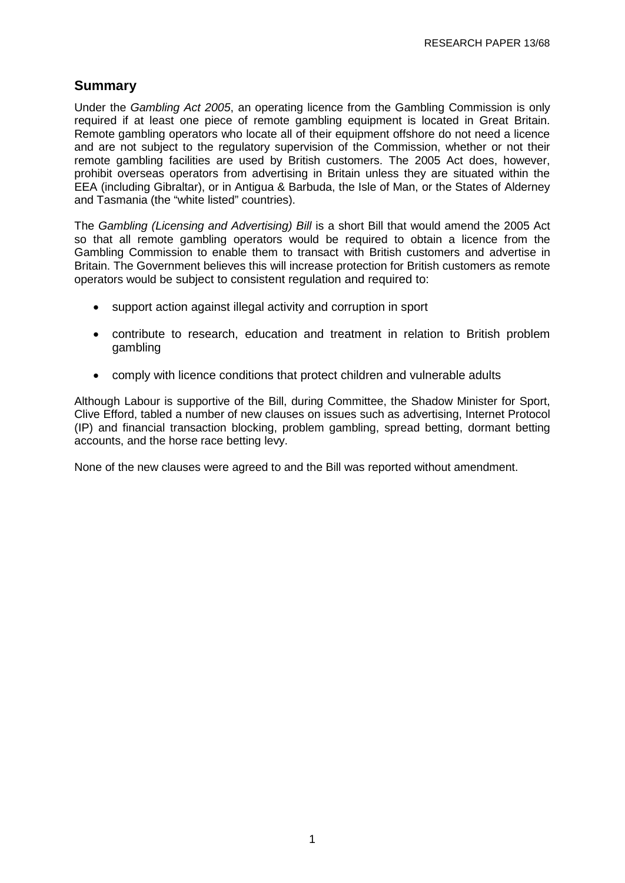## Summary

Under the *Gambling Act 2005*, an operating licence from the Gambling Commission is only required if at least one piece of remote gambling equipment is located in Great Britain. Remote gambling operators who locate all of their equipment offshore do not need a licence and are not subject to the regulatory supervision of the Commission, whether or not their remote gambling facilities are used by British customers. The 2005 Act does, however, prohibit overseas operators from advertising in Britain unless they are situated within the EEA (including Gibraltar), or in Antigua & Barbuda, the Isle of Man, or the States of Alderney and Tasmania (the "white listed" countries).

The *Gambling (Licensing and Advertising) Bill* is a short Bill that would amend the 2005 Act so that all remote gambling operators would be required to obtain a licence from the Gambling Commission to enable them to transact with British customers and advertise in Britain. The Government believes this will increase protection for British customers as remote operators would be subject to consistent regulation and required to:

- support action against illegal activity and corruption in sport
- contribute to research, education and treatment in relation to British problem gambling
- comply with licence conditions that protect children and vulnerable adults

Although Labour is supportive of the Bill, during Committee, the Shadow Minister for Sport, Clive Efford, tabled a number of new clauses on issues such as advertising, Internet Protocol (IP) and financial transaction blocking, problem gambling, spread betting, dormant betting accounts, and the horse race betting levy.

None of the new clauses were agreed to and the Bill was reported without amendment.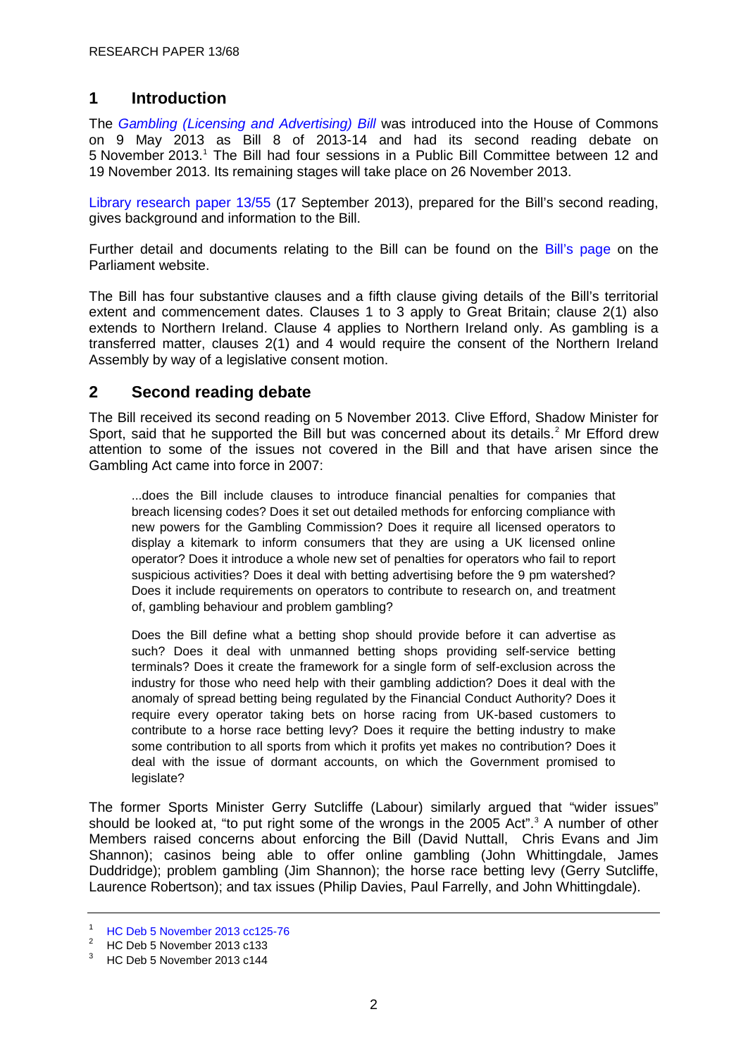## 1 Introduction

The *Gambling (Licensing and Advertising) Bill* was introduced into the House of Commons on 9 May 2013 as Bill 8 of 2013-14 and had its second reading debate on 5 November 2013.[1] The Bill had four sessions in a Public Bill Committee between 12 and 19 November 2013. Its remaining stages will take place on 26 November 2013.

Library research paper 13/55 (17 September 2013), prepared for the Bill's second reading, gives background and information to the Bill.

Further detail and documents relating to the Bill can be found on the Bill's page on the Parliament website.

The Bill has four substantive clauses and a fifth clause giving details of the Bill's territorial extent and commencement dates. Clauses 1 to 3 apply to Great Britain; clause 2(1) also extends to Northern Ireland. Clause 4 applies to Northern Ireland only. As gambling is a transferred matter, clauses 2(1) and 4 would require the consent of the Northern Ireland Assembly by way of a legislative consent motion.

## 2 Second reading debate

The Bill received its second reading on 5 November 2013. Clive Efford, Shadow Minister for Sport, said that he supported the Bill but was concerned about its details.[2] Mr Efford drew attention to some of the issues not covered in the Bill and that have arisen since the Gambling Act came into force in 2007:

> ...does the Bill include clauses to introduce financial penalties for companies that breach licensing codes? Does it set out detailed methods for enforcing compliance with new powers for the Gambling Commission? Does it require all licensed operators to display a kitemark to inform consumers that they are using a UK licensed online operator? Does it introduce a whole new set of penalties for operators who fail to report suspicious activities? Does it deal with betting advertising before the 9 pm watershed? Does it include requirements on operators to contribute to research on, and treatment of, gambling behaviour and problem gambling?
>
> Does the Bill define what a betting shop should provide before it can advertise as such? Does it deal with unmanned betting shops providing self-service betting terminals? Does it create the framework for a single form of self-exclusion across the industry for those who need help with their gambling addiction? Does it deal with the anomaly of spread betting being regulated by the Financial Conduct Authority? Does it require every operator taking bets on horse racing from UK-based customers to contribute to a horse race betting levy? Does it require the betting industry to make some contribution to all sports from which it profits yet makes no contribution? Does it deal with the issue of dormant accounts, on which the Government promised to legislate?

The former Sports Minister Gerry Sutcliffe (Labour) similarly argued that "wider issues" should be looked at, "to put right some of the wrongs in the 2005 Act".[3] A number of other Members raised concerns about enforcing the Bill (David Nuttall, Chris Evans and Jim Shannon); casinos being able to offer online gambling (John Whittingdale, James Duddridge); problem gambling (Jim Shannon); the horse race betting levy (Gerry Sutcliffe, Laurence Robertson); and tax issues (Philip Davies, Paul Farrelly, and John Whittingdale).

---

[1] HC Deb 5 November 2013 cc125-76

[2] HC Deb 5 November 2013 c133

[3] HC Deb 5 November 2013 c144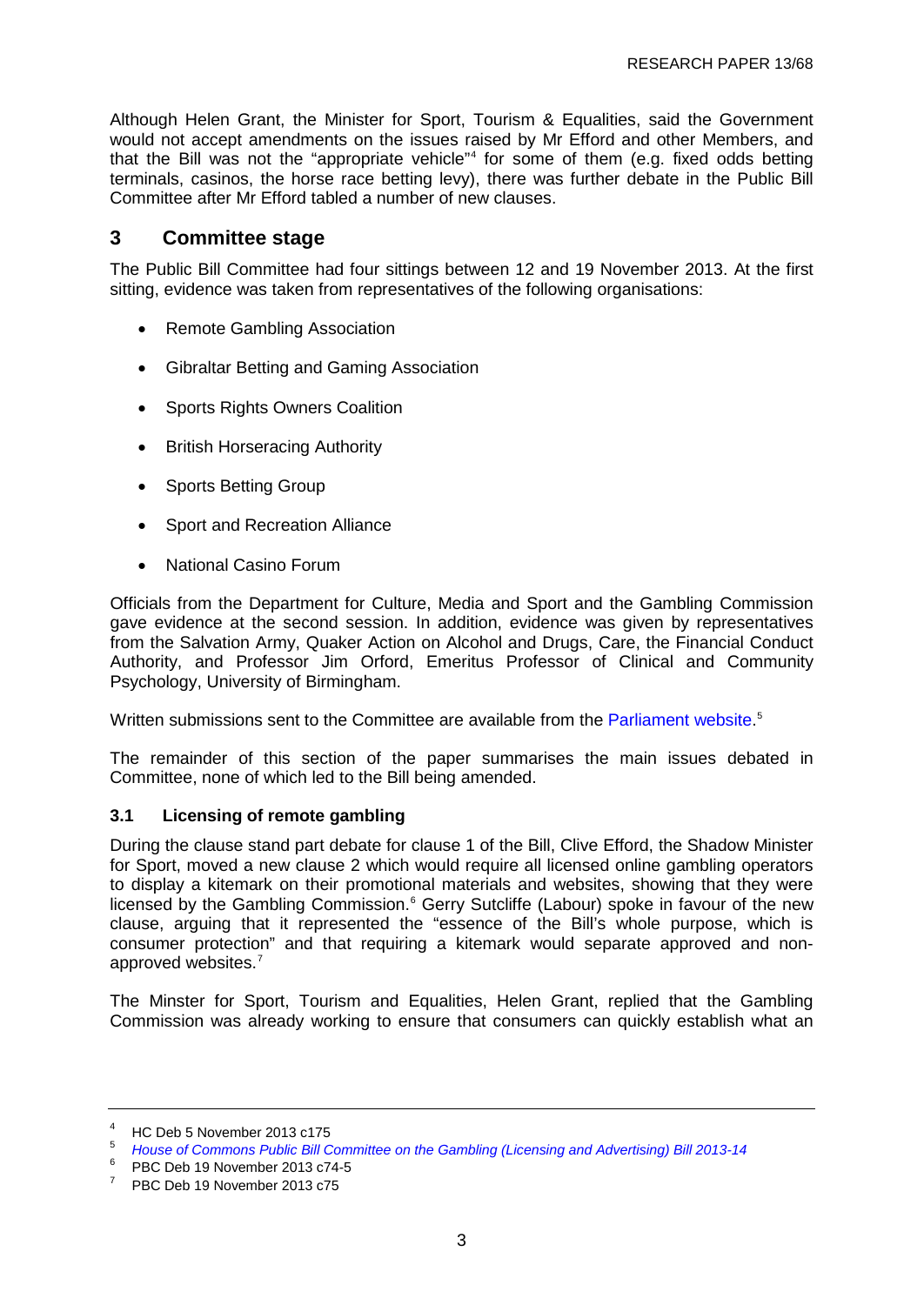Although Helen Grant, the Minister for Sport, Tourism & Equalities, said the Government would not accept amendments on the issues raised by Mr Efford and other Members, and that the Bill was not the "appropriate vehicle"[4] for some of them (e.g. fixed odds betting terminals, casinos, the horse race betting levy), there was further debate in the Public Bill Committee after Mr Efford tabled a number of new clauses.

## 3 Committee stage

The Public Bill Committee had four sittings between 12 and 19 November 2013. At the first sitting, evidence was taken from representatives of the following organisations:

- Remote Gambling Association
- Gibraltar Betting and Gaming Association
- Sports Rights Owners Coalition
- British Horseracing Authority
- Sports Betting Group
- Sport and Recreation Alliance
- National Casino Forum

Officials from the Department for Culture, Media and Sport and the Gambling Commission gave evidence at the second session. In addition, evidence was given by representatives from the Salvation Army, Quaker Action on Alcohol and Drugs, Care, the Financial Conduct Authority, and Professor Jim Orford, Emeritus Professor of Clinical and Community Psychology, University of Birmingham.

Written submissions sent to the Committee are available from the Parliament website.[5]

The remainder of this section of the paper summarises the main issues debated in Committee, none of which led to the Bill being amended.

### 3.1 Licensing of remote gambling

During the clause stand part debate for clause 1 of the Bill, Clive Efford, the Shadow Minister for Sport, moved a new clause 2 which would require all licensed online gambling operators to display a kitemark on their promotional materials and websites, showing that they were licensed by the Gambling Commission.[6] Gerry Sutcliffe (Labour) spoke in favour of the new clause, arguing that it represented the "essence of the Bill's whole purpose, which is consumer protection" and that requiring a kitemark would separate approved and non-approved websites.[7]

The Minster for Sport, Tourism and Equalities, Helen Grant, replied that the Gambling Commission was already working to ensure that consumers can quickly establish what an

---

[4] HC Deb 5 November 2013 c175

[5] *House of Commons Public Bill Committee on the Gambling (Licensing and Advertising) Bill 2013-14*

[6] PBC Deb 19 November 2013 c74-5

[7] PBC Deb 19 November 2013 c75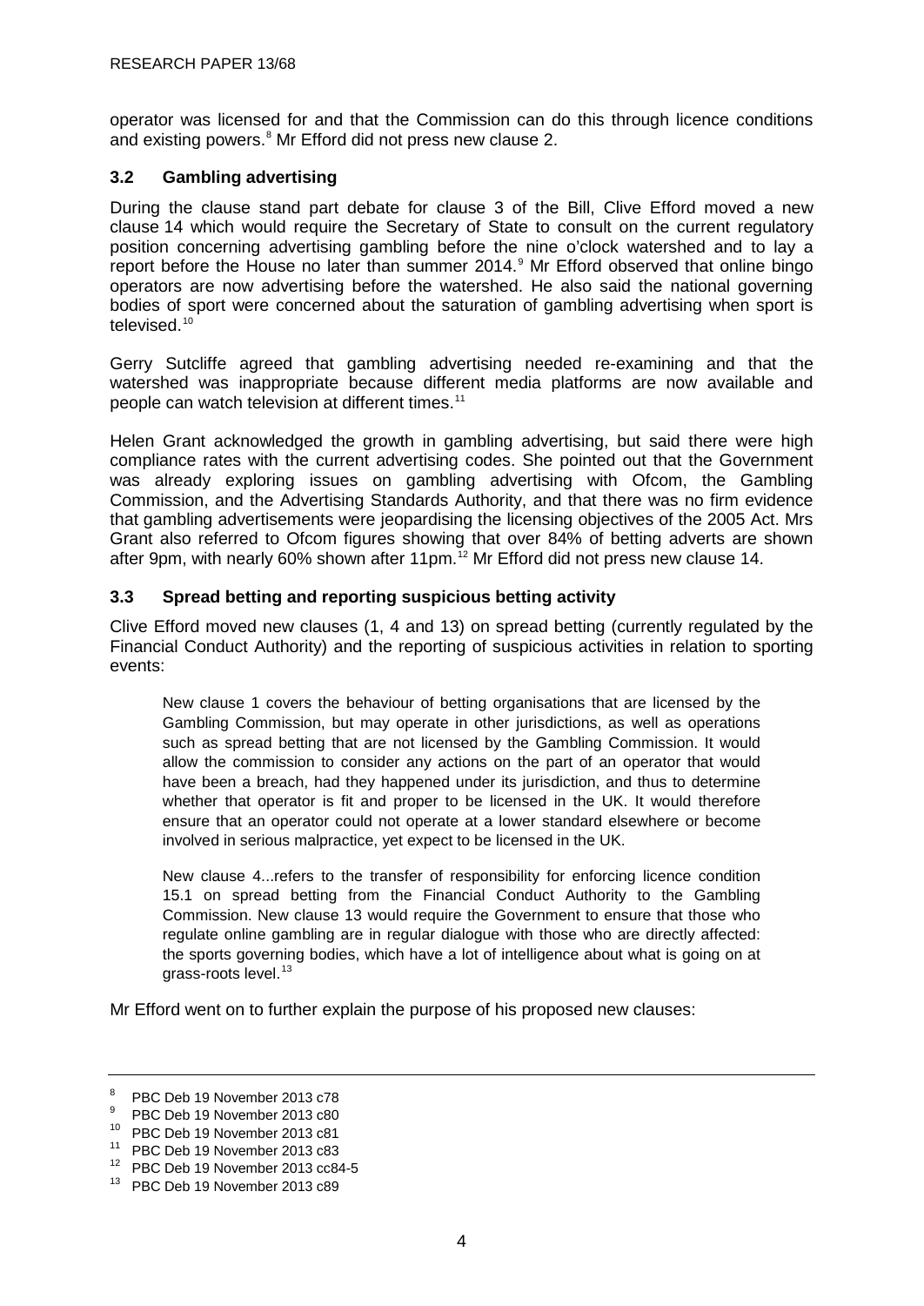operator was licensed for and that the Commission can do this through licence conditions and existing powers.[8] Mr Efford did not press new clause 2.

### 3.2 Gambling advertising

During the clause stand part debate for clause 3 of the Bill, Clive Efford moved a new clause 14 which would require the Secretary of State to consult on the current regulatory position concerning advertising gambling before the nine o'clock watershed and to lay a report before the House no later than summer 2014.[9] Mr Efford observed that online bingo operators are now advertising before the watershed. He also said the national governing bodies of sport were concerned about the saturation of gambling advertising when sport is televised.[10]

Gerry Sutcliffe agreed that gambling advertising needed re-examining and that the watershed was inappropriate because different media platforms are now available and people can watch television at different times.[11]

Helen Grant acknowledged the growth in gambling advertising, but said there were high compliance rates with the current advertising codes. She pointed out that the Government was already exploring issues on gambling advertising with Ofcom, the Gambling Commission, and the Advertising Standards Authority, and that there was no firm evidence that gambling advertisements were jeopardising the licensing objectives of the 2005 Act. Mrs Grant also referred to Ofcom figures showing that over 84% of betting adverts are shown after 9pm, with nearly 60% shown after 11pm.[12] Mr Efford did not press new clause 14.

### 3.3 Spread betting and reporting suspicious betting activity

Clive Efford moved new clauses (1, 4 and 13) on spread betting (currently regulated by the Financial Conduct Authority) and the reporting of suspicious activities in relation to sporting events:

> New clause 1 covers the behaviour of betting organisations that are licensed by the Gambling Commission, but may operate in other jurisdictions, as well as operations such as spread betting that are not licensed by the Gambling Commission. It would allow the commission to consider any actions on the part of an operator that would have been a breach, had they happened under its jurisdiction, and thus to determine whether that operator is fit and proper to be licensed in the UK. It would therefore ensure that an operator could not operate at a lower standard elsewhere or become involved in serious malpractice, yet expect to be licensed in the UK.
>
> New clause 4...refers to the transfer of responsibility for enforcing licence condition 15.1 on spread betting from the Financial Conduct Authority to the Gambling Commission. New clause 13 would require the Government to ensure that those who regulate online gambling are in regular dialogue with those who are directly affected: the sports governing bodies, which have a lot of intelligence about what is going on at grass-roots level.[13]

Mr Efford went on to further explain the purpose of his proposed new clauses:

---

[8] PBC Deb 19 November 2013 c78
[9] PBC Deb 19 November 2013 c80
[10] PBC Deb 19 November 2013 c81
[11] PBC Deb 19 November 2013 c83
[12] PBC Deb 19 November 2013 cc84-5
[13] PBC Deb 19 November 2013 c89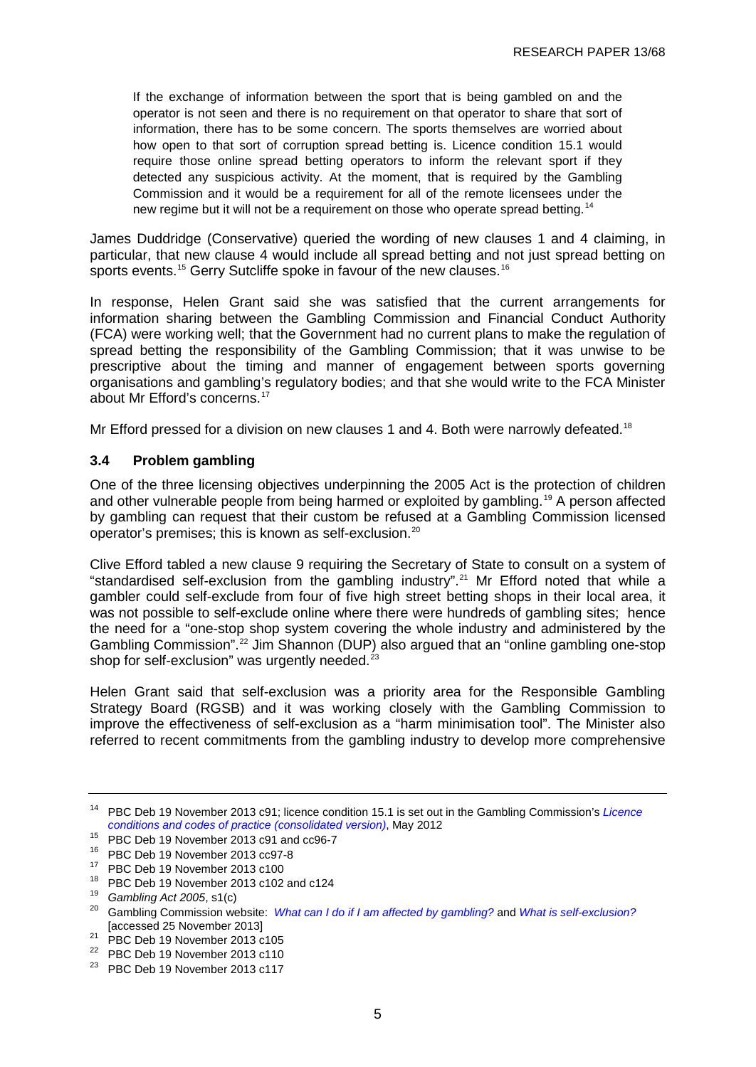> If the exchange of information between the sport that is being gambled on and the operator is not seen and there is no requirement on that operator to share that sort of information, there has to be some concern. The sports themselves are worried about how open to that sort of corruption spread betting is. Licence condition 15.1 would require those online spread betting operators to inform the relevant sport if they detected any suspicious activity. At the moment, that is required by the Gambling Commission and it would be a requirement for all of the remote licensees under the new regime but it will not be a requirement on those who operate spread betting.[14]

James Duddridge (Conservative) queried the wording of new clauses 1 and 4 claiming, in particular, that new clause 4 would include all spread betting and not just spread betting on sports events.[15] Gerry Sutcliffe spoke in favour of the new clauses.[16]

In response, Helen Grant said she was satisfied that the current arrangements for information sharing between the Gambling Commission and Financial Conduct Authority (FCA) were working well; that the Government had no current plans to make the regulation of spread betting the responsibility of the Gambling Commission; that it was unwise to be prescriptive about the timing and manner of engagement between sports governing organisations and gambling's regulatory bodies; and that she would write to the FCA Minister about Mr Efford's concerns.[17]

Mr Efford pressed for a division on new clauses 1 and 4. Both were narrowly defeated.[18]

### 3.4 Problem gambling

One of the three licensing objectives underpinning the 2005 Act is the protection of children and other vulnerable people from being harmed or exploited by gambling.[19] A person affected by gambling can request that their custom be refused at a Gambling Commission licensed operator's premises; this is known as self-exclusion.[20]

Clive Efford tabled a new clause 9 requiring the Secretary of State to consult on a system of "standardised self-exclusion from the gambling industry".[21] Mr Efford noted that while a gambler could self-exclude from four of five high street betting shops in their local area, it was not possible to self-exclude online where there were hundreds of gambling sites; hence the need for a "one-stop shop system covering the whole industry and administered by the Gambling Commission".[22] Jim Shannon (DUP) also argued that an "online gambling one-stop shop for self-exclusion" was urgently needed.[23]

Helen Grant said that self-exclusion was a priority area for the Responsible Gambling Strategy Board (RGSB) and it was working closely with the Gambling Commission to improve the effectiveness of self-exclusion as a "harm minimisation tool". The Minister also referred to recent commitments from the gambling industry to develop more comprehensive

---

[14] PBC Deb 19 November 2013 c91; licence condition 15.1 is set out in the Gambling Commission's *Licence conditions and codes of practice (consolidated version)*, May 2012

[15] PBC Deb 19 November 2013 c91 and cc96-7

[16] PBC Deb 19 November 2013 cc97-8

[17] PBC Deb 19 November 2013 c100

[18] PBC Deb 19 November 2013 c102 and c124

[19] *Gambling Act 2005*, s1(c)

[20] Gambling Commission website: *What can I do if I am affected by gambling?* and *What is self-exclusion?* [accessed 25 November 2013]

[21] PBC Deb 19 November 2013 c105

[22] PBC Deb 19 November 2013 c110

[23] PBC Deb 19 November 2013 c117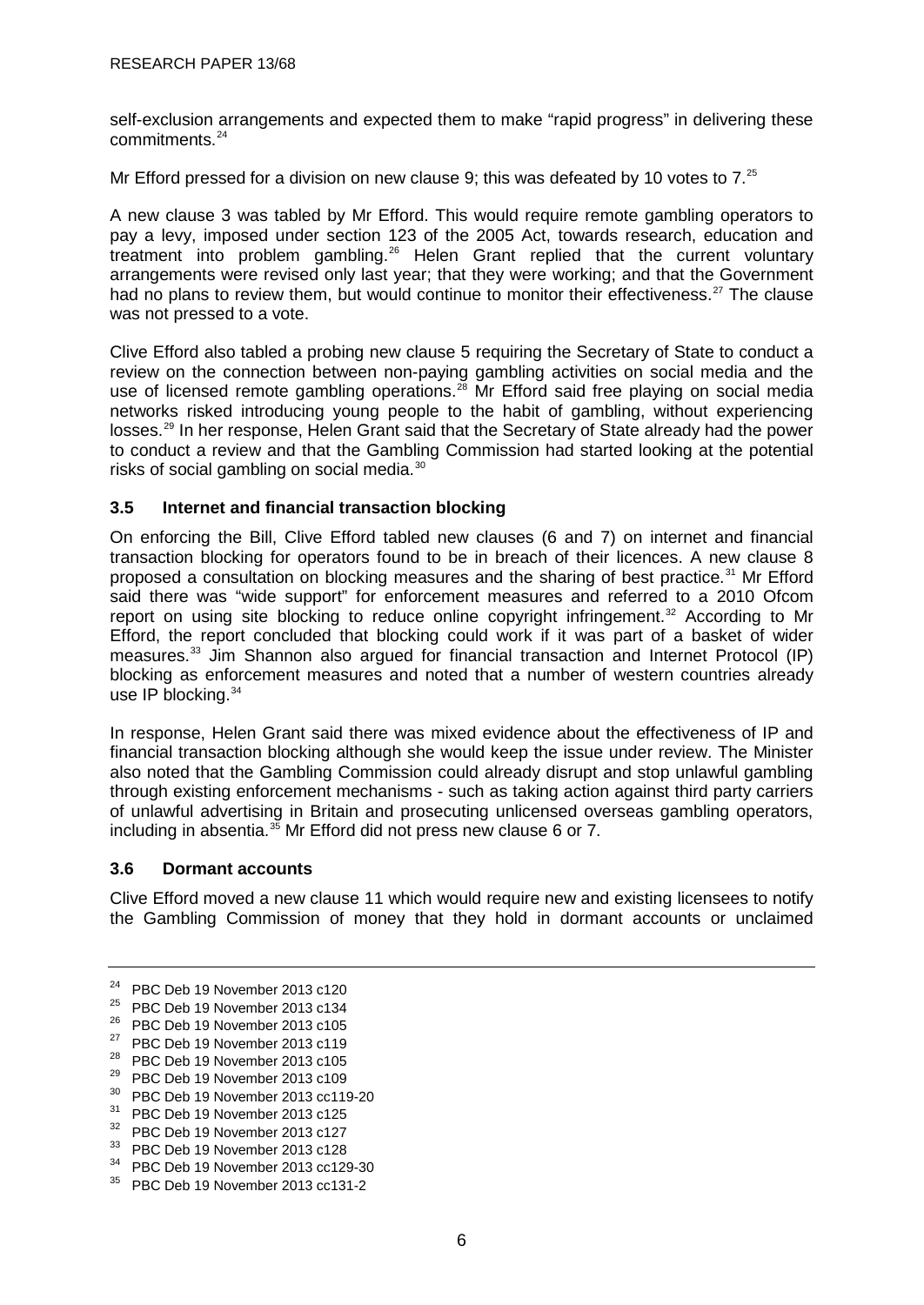self-exclusion arrangements and expected them to make "rapid progress" in delivering these commitments.[24]

Mr Efford pressed for a division on new clause 9; this was defeated by 10 votes to 7.[25]

A new clause 3 was tabled by Mr Efford. This would require remote gambling operators to pay a levy, imposed under section 123 of the 2005 Act, towards research, education and treatment into problem gambling.[26] Helen Grant replied that the current voluntary arrangements were revised only last year; that they were working; and that the Government had no plans to review them, but would continue to monitor their effectiveness.[27] The clause was not pressed to a vote.

Clive Efford also tabled a probing new clause 5 requiring the Secretary of State to conduct a review on the connection between non-paying gambling activities on social media and the use of licensed remote gambling operations.[28] Mr Efford said free playing on social media networks risked introducing young people to the habit of gambling, without experiencing losses.[29] In her response, Helen Grant said that the Secretary of State already had the power to conduct a review and that the Gambling Commission had started looking at the potential risks of social gambling on social media.[30]

### 3.5 Internet and financial transaction blocking

On enforcing the Bill, Clive Efford tabled new clauses (6 and 7) on internet and financial transaction blocking for operators found to be in breach of their licences. A new clause 8 proposed a consultation on blocking measures and the sharing of best practice.[31] Mr Efford said there was "wide support" for enforcement measures and referred to a 2010 Ofcom report on using site blocking to reduce online copyright infringement.[32] According to Mr Efford, the report concluded that blocking could work if it was part of a basket of wider measures.[33] Jim Shannon also argued for financial transaction and Internet Protocol (IP) blocking as enforcement measures and noted that a number of western countries already use IP blocking.[34]

In response, Helen Grant said there was mixed evidence about the effectiveness of IP and financial transaction blocking although she would keep the issue under review. The Minister also noted that the Gambling Commission could already disrupt and stop unlawful gambling through existing enforcement mechanisms - such as taking action against third party carriers of unlawful advertising in Britain and prosecuting unlicensed overseas gambling operators, including in absentia.[35] Mr Efford did not press new clause 6 or 7.

### 3.6 Dormant accounts

Clive Efford moved a new clause 11 which would require new and existing licensees to notify the Gambling Commission of money that they hold in dormant accounts or unclaimed

---

[24] PBC Deb 19 November 2013 c120
[25] PBC Deb 19 November 2013 c134
[26] PBC Deb 19 November 2013 c105
[27] PBC Deb 19 November 2013 c119
[28] PBC Deb 19 November 2013 c105
[29] PBC Deb 19 November 2013 c109
[30] PBC Deb 19 November 2013 cc119-20
[31] PBC Deb 19 November 2013 c125
[32] PBC Deb 19 November 2013 c127
[33] PBC Deb 19 November 2013 c128
[34] PBC Deb 19 November 2013 cc129-30
[35] PBC Deb 19 November 2013 cc131-2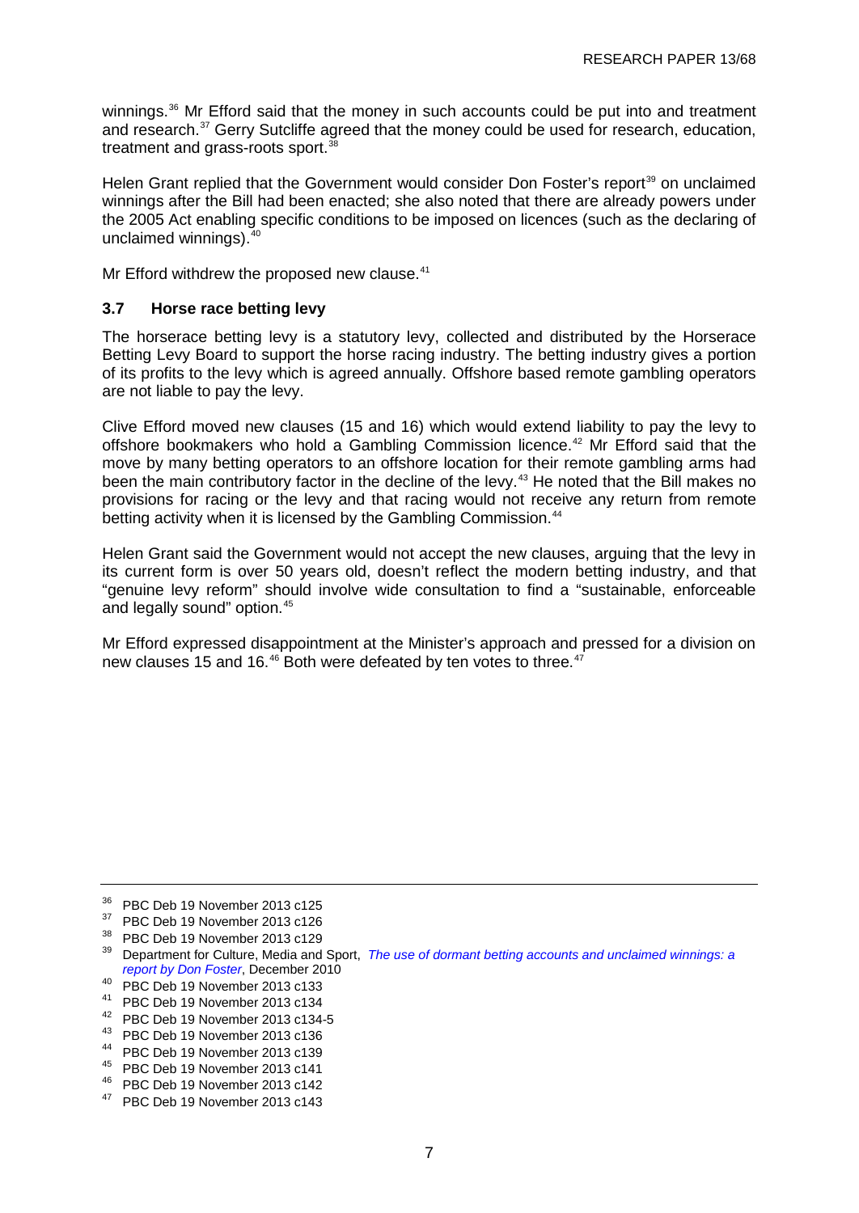winnings.[36] Mr Efford said that the money in such accounts could be put into and treatment and research.[37] Gerry Sutcliffe agreed that the money could be used for research, education, treatment and grass-roots sport.[38]

Helen Grant replied that the Government would consider Don Foster's report[39] on unclaimed winnings after the Bill had been enacted; she also noted that there are already powers under the 2005 Act enabling specific conditions to be imposed on licences (such as the declaring of unclaimed winnings).[40]

Mr Efford withdrew the proposed new clause.[41]

### 3.7 Horse race betting levy

The horserace betting levy is a statutory levy, collected and distributed by the Horserace Betting Levy Board to support the horse racing industry. The betting industry gives a portion of its profits to the levy which is agreed annually. Offshore based remote gambling operators are not liable to pay the levy.

Clive Efford moved new clauses (15 and 16) which would extend liability to pay the levy to offshore bookmakers who hold a Gambling Commission licence.[42] Mr Efford said that the move by many betting operators to an offshore location for their remote gambling arms had been the main contributory factor in the decline of the levy.[43] He noted that the Bill makes no provisions for racing or the levy and that racing would not receive any return from remote betting activity when it is licensed by the Gambling Commission.[44]

Helen Grant said the Government would not accept the new clauses, arguing that the levy in its current form is over 50 years old, doesn't reflect the modern betting industry, and that "genuine levy reform" should involve wide consultation to find a "sustainable, enforceable and legally sound" option.[45]

Mr Efford expressed disappointment at the Minister's approach and pressed for a division on new clauses 15 and 16.[46] Both were defeated by ten votes to three.[47]

---

[36] PBC Deb 19 November 2013 c125

[37] PBC Deb 19 November 2013 c126

[38] PBC Deb 19 November 2013 c129

[39] Department for Culture, Media and Sport, *The use of dormant betting accounts and unclaimed winnings: a report by Don Foster*, December 2010

[40] PBC Deb 19 November 2013 c133

[41] PBC Deb 19 November 2013 c134

[42] PBC Deb 19 November 2013 c134-5

[43] PBC Deb 19 November 2013 c136

[44] PBC Deb 19 November 2013 c139

[45] PBC Deb 19 November 2013 c141

[46] PBC Deb 19 November 2013 c142

[47] PBC Deb 19 November 2013 c143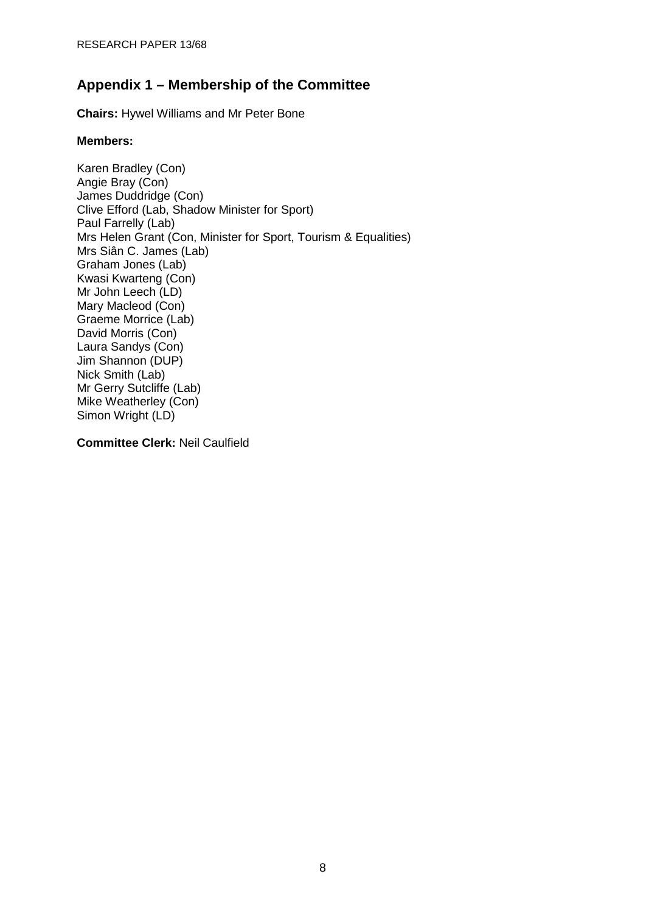## Appendix 1 – Membership of the Committee

**Chairs:** Hywel Williams and Mr Peter Bone

**Members:**

Karen Bradley (Con)
Angie Bray (Con)
James Duddridge (Con)
Clive Efford (Lab, Shadow Minister for Sport)
Paul Farrelly (Lab)
Mrs Helen Grant (Con, Minister for Sport, Tourism & Equalities)
Mrs Siân C. James (Lab)
Graham Jones (Lab)
Kwasi Kwarteng (Con)
Mr John Leech (LD)
Mary Macleod (Con)
Graeme Morrice (Lab)
David Morris (Con)
Laura Sandys (Con)
Jim Shannon (DUP)
Nick Smith (Lab)
Mr Gerry Sutcliffe (Lab)
Mike Weatherley (Con)
Simon Wright (LD)

**Committee Clerk:** Neil Caulfield